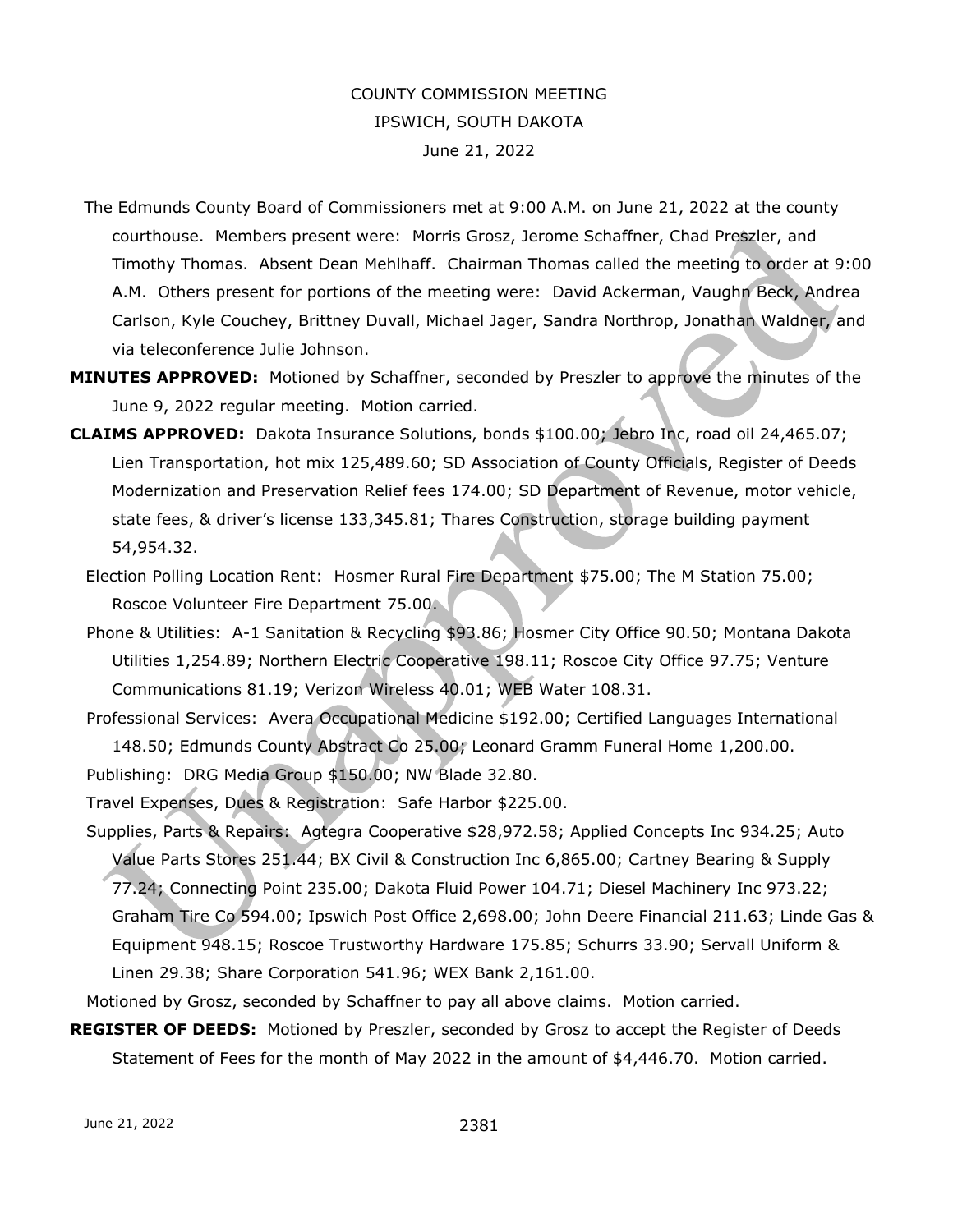COUNTY COMMISSION MEETING

IPSWICH, SOUTH DAKOTA

June 21, 2022

The Edmunds County Board of Commissioners met at 9:00 A.M. on June 21, 2022 at the county courthouse. Members present were: Morris Grosz, Jerome Schaffner, Chad Preszler, and Timothy Thomas. Absent Dean Mehlhaff. Chairman Thomas called the meeting to order at 9:00 A.M. Others present for portions of the meeting were: David Ackerman, Vaughn Beck, Andrea Carlson, Kyle Couchey, Brittney Duvall, Michael Jager, Sandra Northrop, Jonathan Waldner, and via teleconference Julie Johnson.

**MINUTES APPROVED:** Motioned by Schaffner, seconded by Preszler to approve the minutes of the June 9, 2022 regular meeting. Motion carried.

**CLAIMS APPROVED:** Dakota Insurance Solutions, bonds $100.00; Jebro Inc, road oil 24,465.07; Lien Transportation, hot mix 125,489.60; SD Association of County Officials, Register of Deeds Modernization and Preservation Relief fees 174.00; SD Department of Revenue, motor vehicle, state fees, & driver's license 133,345.81; Thares Construction, storage building payment 54,954.32.

Election Polling Location Rent: Hosmer Rural Fire Department $75.00; The M Station 75.00; Roscoe Volunteer Fire Department 75.00.

Phone & Utilities: A-1 Sanitation & Recycling $93.86; Hosmer City Office 90.50; Montana Dakota Utilities 1,254.89; Northern Electric Cooperative 198.11; Roscoe City Office 97.75; Venture Communications 81.19; Verizon Wireless 40.01; WEB Water 108.31.

Professional Services: Avera Occupational Medicine $192.00; Certified Languages International 148.50; Edmunds County Abstract Co 25.00; Leonard Gramm Funeral Home 1,200.00.

Publishing: DRG Media Group $150.00; NW Blade 32.80.

Travel Expenses, Dues & Registration: Safe Harbor $225.00.

Supplies, Parts & Repairs: Agtegra Cooperative $28,972.58; Applied Concepts Inc 934.25; Auto Value Parts Stores 251.44; BX Civil & Construction Inc 6,865.00; Cartney Bearing & Supply 77.24; Connecting Point 235.00; Dakota Fluid Power 104.71; Diesel Machinery Inc 973.22; Graham Tire Co 594.00; Ipswich Post Office 2,698.00; John Deere Financial 211.63; Linde Gas & Equipment 948.15; Roscoe Trustworthy Hardware 175.85; Schurrs 33.90; Servall Uniform & Linen 29.38; Share Corporation 541.96; WEX Bank 2,161.00.

Motioned by Grosz, seconded by Schaffner to pay all above claims. Motion carried.

**REGISTER OF DEEDS:** Motioned by Preszler, seconded by Grosz to accept the Register of Deeds Statement of Fees for the month of May 2022 in the amount of $4,446.70. Motion carried.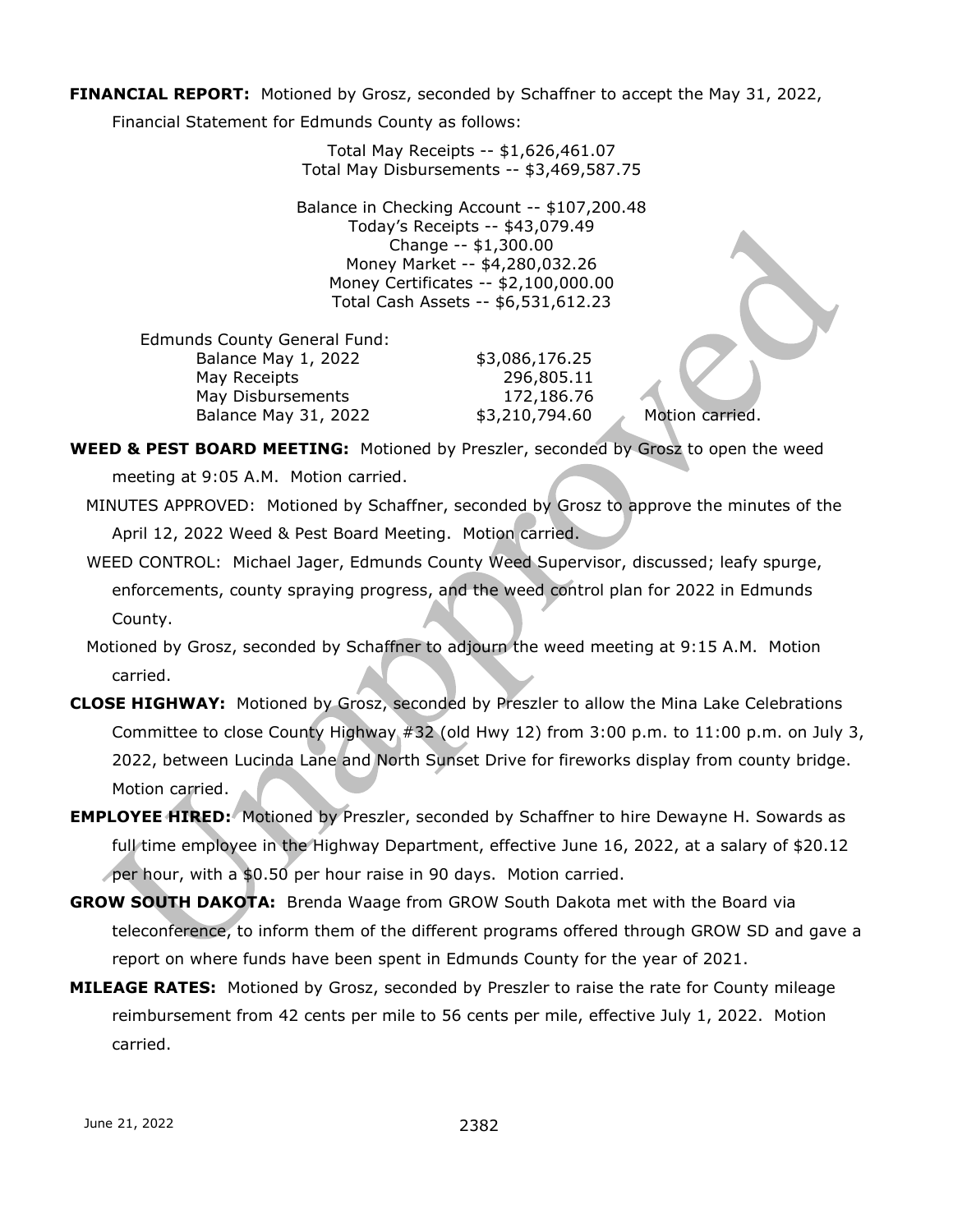**FINANCIAL REPORT:** Motioned by Grosz, seconded by Schaffner to accept the May 31, 2022, Financial Statement for Edmunds County as follows:

Total May Receipts -- $1,626,461.07
Total May Disbursements -- $3,469,587.75

Balance in Checking Account -- $107,200.48
Today's Receipts -- $43,079.49
Change -- $1,300.00
Money Market -- $4,280,032.26
Money Certificates -- $2,100,000.00
Total Cash Assets -- $6,531,612.23

| Edmunds County General Fund: | |
|---|---|
| Balance May 1, 2022 | $3,086,176.25 |
| May Receipts | 296,805.11 |
| May Disbursements | 172,186.76 |
| Balance May 31, 2022 | $3,210,794.60 |

Motion carried.

**WEED & PEST BOARD MEETING:** Motioned by Preszler, seconded by Grosz to open the weed meeting at 9:05 A.M. Motion carried.

MINUTES APPROVED: Motioned by Schaffner, seconded by Grosz to approve the minutes of the April 12, 2022 Weed & Pest Board Meeting. Motion carried.

WEED CONTROL: Michael Jager, Edmunds County Weed Supervisor, discussed; leafy spurge, enforcements, county spraying progress, and the weed control plan for 2022 in Edmunds County.

Motioned by Grosz, seconded by Schaffner to adjourn the weed meeting at 9:15 A.M. Motion carried.

**CLOSE HIGHWAY:** Motioned by Grosz, seconded by Preszler to allow the Mina Lake Celebrations Committee to close County Highway #32 (old Hwy 12) from 3:00 p.m. to 11:00 p.m. on July 3, 2022, between Lucinda Lane and North Sunset Drive for fireworks display from county bridge. Motion carried.

**EMPLOYEE HIRED:** Motioned by Preszler, seconded by Schaffner to hire Dewayne H. Sowards as full time employee in the Highway Department, effective June 16, 2022, at a salary of $20.12 per hour, with a $0.50 per hour raise in 90 days. Motion carried.

**GROW SOUTH DAKOTA:** Brenda Waage from GROW South Dakota met with the Board via teleconference, to inform them of the different programs offered through GROW SD and gave a report on where funds have been spent in Edmunds County for the year of 2021.

**MILEAGE RATES:** Motioned by Grosz, seconded by Preszler to raise the rate for County mileage reimbursement from 42 cents per mile to 56 cents per mile, effective July 1, 2022. Motion carried.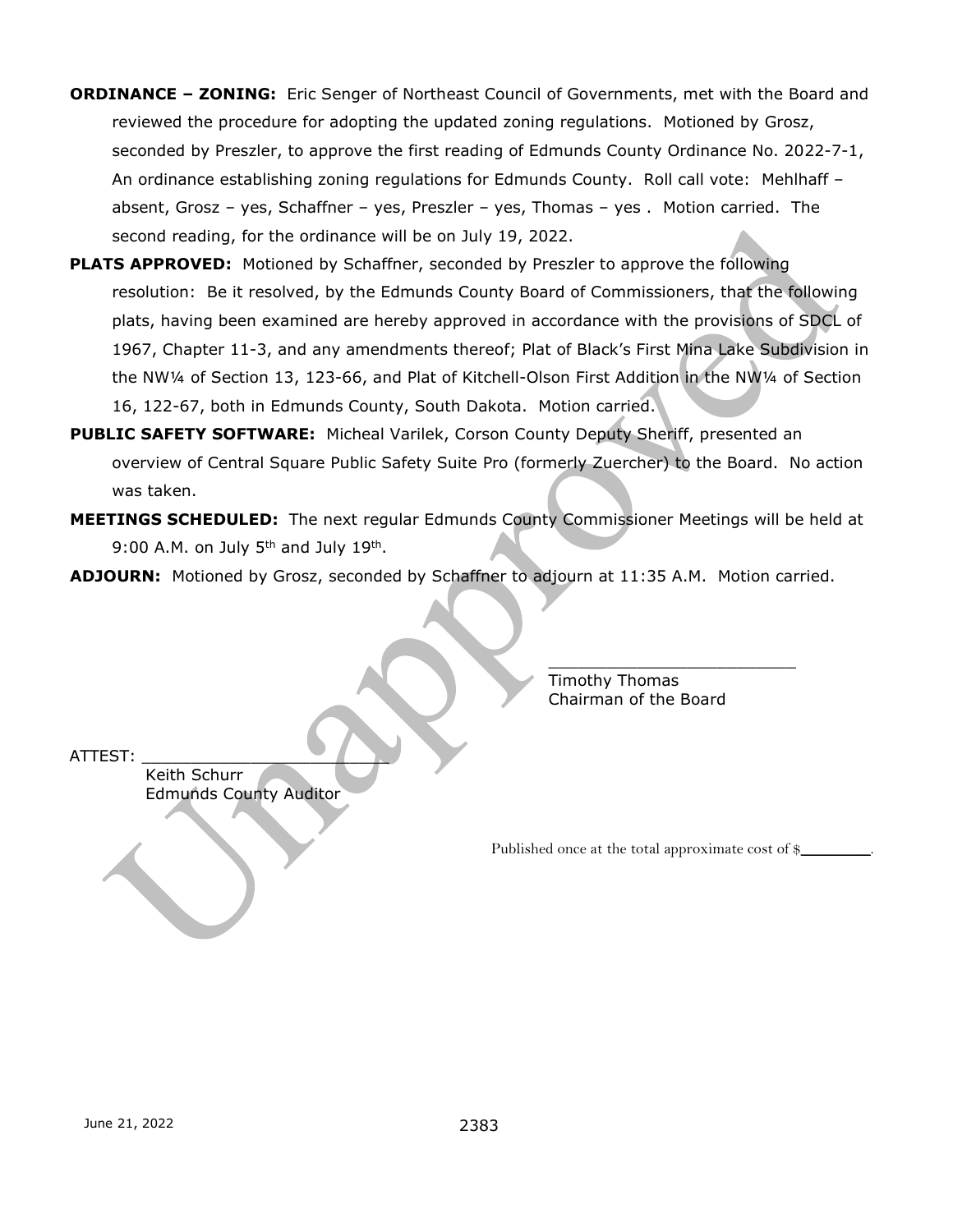**ORDINANCE – ZONING:** Eric Senger of Northeast Council of Governments, met with the Board and reviewed the procedure for adopting the updated zoning regulations. Motioned by Grosz, seconded by Preszler, to approve the first reading of Edmunds County Ordinance No. 2022-7-1, An ordinance establishing zoning regulations for Edmunds County. Roll call vote: Mehlhaff – absent, Grosz – yes, Schaffner – yes, Preszler – yes, Thomas – yes . Motion carried. The second reading, for the ordinance will be on July 19, 2022.

**PLATS APPROVED:** Motioned by Schaffner, seconded by Preszler to approve the following resolution: Be it resolved, by the Edmunds County Board of Commissioners, that the following plats, having been examined are hereby approved in accordance with the provisions of SDCL of 1967, Chapter 11-3, and any amendments thereof; Plat of Black's First Mina Lake Subdivision in the NW¼ of Section 13, 123-66, and Plat of Kitchell-Olson First Addition in the NW¼ of Section 16, 122-67, both in Edmunds County, South Dakota. Motion carried.

**PUBLIC SAFETY SOFTWARE:** Micheal Varilek, Corson County Deputy Sheriff, presented an overview of Central Square Public Safety Suite Pro (formerly Zuercher) to the Board. No action was taken.

**MEETINGS SCHEDULED:** The next regular Edmunds County Commissioner Meetings will be held at 9:00 A.M. on July 5th and July 19th.

**ADJOURN:** Motioned by Grosz, seconded by Schaffner to adjourn at 11:35 A.M. Motion carried.

\_\_\_\_\_\_\_\_\_\_\_\_\_\_\_\_\_\_\_\_\_\_\_\_\_\_
Timothy Thomas
Chairman of the Board

ATTEST: \_\_\_\_\_\_\_\_\_\_\_\_\_\_\_\_\_\_\_\_\_\_\_\_\_\_
Keith Schurr
Edmunds County Auditor

Published once at the total approximate cost of $\_\_\_\_\_\_\_\_.

Unapproved

June 21, 2022